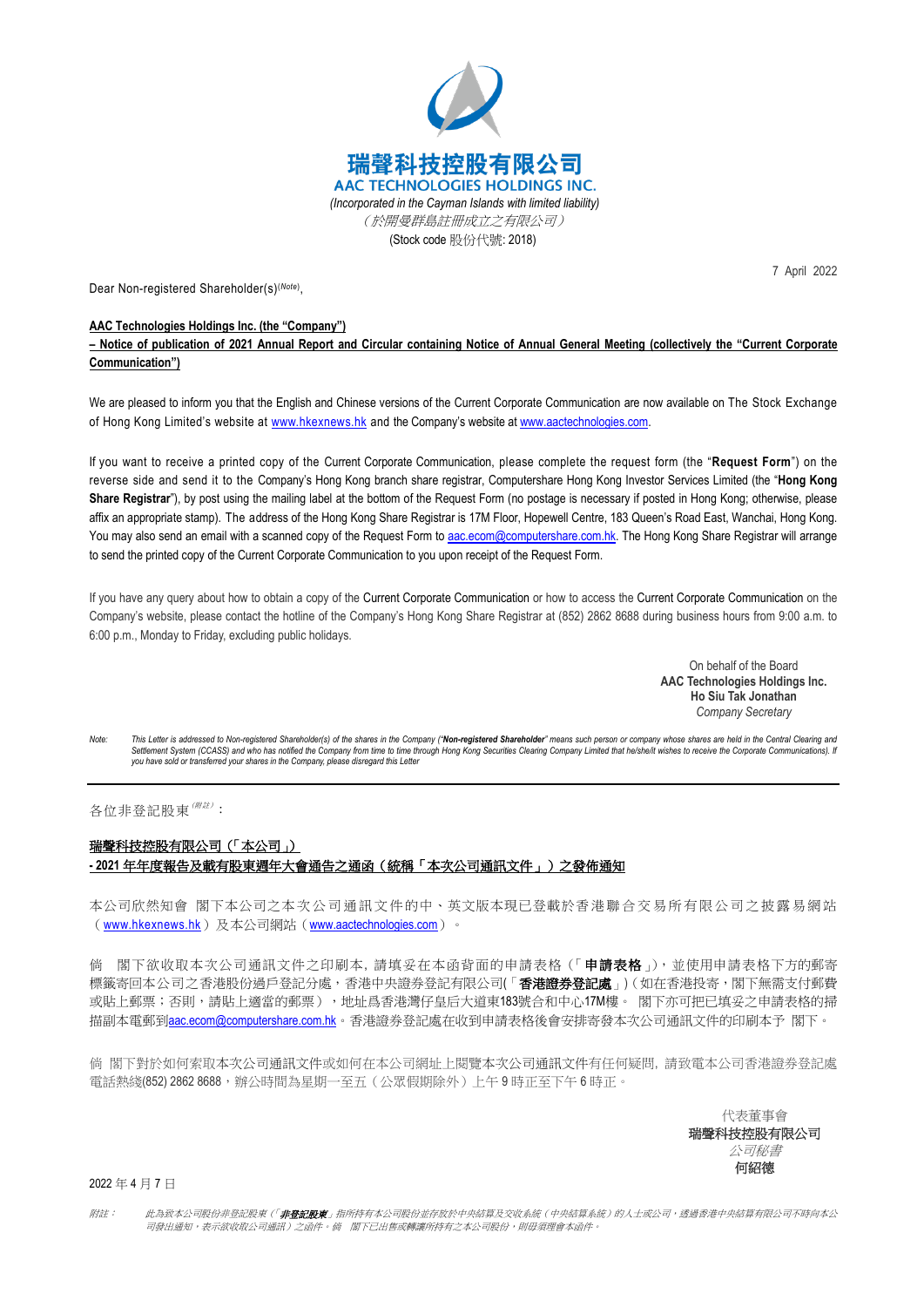**瑞聲科技控股有限公司**
**AAC TECHNOLOGIES HOLDINGS INC.**
*(Incorporated in the Cayman Islands with limited liability)*
*（於開曼群島註冊成立之有限公司）*
(Stock code 股份代號: 2018)

7 April 2022

Dear Non-registered Shareholder(s)[(Note)],

**AAC Technologies Holdings Inc. (the "Company")**
**– Notice of publication of 2021 Annual Report and Circular containing Notice of Annual General Meeting (collectively the "Current Corporate Communication")**

We are pleased to inform you that the English and Chinese versions of the Current Corporate Communication are now available on The Stock Exchange of Hong Kong Limited's website at www.hkexnews.hk and the Company's website at www.aactechnologies.com.

If you want to receive a printed copy of the Current Corporate Communication, please complete the request form (the "**Request Form**") on the reverse side and send it to the Company's Hong Kong branch share registrar, Computershare Hong Kong Investor Services Limited (the "**Hong Kong Share Registrar**"), by post using the mailing label at the bottom of the Request Form (no postage is necessary if posted in Hong Kong; otherwise, please affix an appropriate stamp). The address of the Hong Kong Share Registrar is 17M Floor, Hopewell Centre, 183 Queen's Road East, Wanchai, Hong Kong. You may also send an email with a scanned copy of the Request Form to aac.ecom@computershare.com.hk. The Hong Kong Share Registrar will arrange to send the printed copy of the Current Corporate Communication to you upon receipt of the Request Form.

If you have any query about how to obtain a copy of the Current Corporate Communication or how to access the Current Corporate Communication on the Company's website, please contact the hotline of the Company's Hong Kong Share Registrar at (852) 2862 8688 during business hours from 9:00 a.m. to 6:00 p.m., Monday to Friday, excluding public holidays.

On behalf of the Board
**AAC Technologies Holdings Inc.**
**Ho Siu Tak Jonathan**
*Company Secretary*

*Note: This Letter is addressed to Non-registered Shareholder(s) of the shares in the Company ("**Non-registered Shareholder**" means such person or company whose shares are held in the Central Clearing and Settlement System (CCASS) and who has notified the Company from time to time through Hong Kong Securities Clearing Company Limited that he/she/it wishes to receive the Corporate Communications). If you have sold or transferred your shares in the Company, please disregard this Letter*

---

各位非登記股東[(附註)]：

**瑞聲科技控股有限公司（「本公司」）**
**- 2021年年度報告及載有股東週年大會通告之通函（統稱「本次公司通訊文件」）之發佈通知**

本公司欣然知會 閣下本公司之本次公司通訊文件的中、英文版本現已登載於香港聯合交易所有限公司之披露易網站（www.hkexnews.hk）及本公司網站（www.aactechnologies.com）。

倘 閣下欲收取本次公司通訊文件之印刷本，請填妥在本函背面的申請表格（「**申請表格**」），並使用申請表格下方的郵寄標籤寄回本公司之香港股份過戶登記分處，香港中央證券登記有限公司(「**香港證券登記處**」)（如在香港投寄，閣下無需支付郵費或貼上郵票；否則，請貼上適當的郵票），地址爲香港灣仔皇后大道東183號合和中心17M樓。 閣下亦可把已填妥之申請表格的掃描副本電郵到aac.ecom@computershare.com.hk。香港證券登記處在收到申請表格後會安排寄發本次公司通訊文件的印刷本予 閣下。

倘 閣下對於如何索取本次公司通訊文件或如何在本公司網址上閱覽本次公司通訊文件有任何疑問，請致電本公司香港證券登記處電話熱綫(852) 2862 8688，辦公時間為星期一至五（公眾假期除外）上午9時正至下午6時正。

代表董事會
**瑞聲科技控股有限公司**
*公司秘書*
**何紹德**

2022年4月7日

*附註： 此為致本公司股份非登記股東（「**非登記股東**」指所持有本公司股份並存放於中央結算及交收系統（中央結算系統）的人士或公司，透過香港中央結算有限公司不時向本公司發出通知，表示欲收取公司通訊）之函件。倘 閣下已出售或轉讓所持有之本公司股份，則毋須理會本函件。*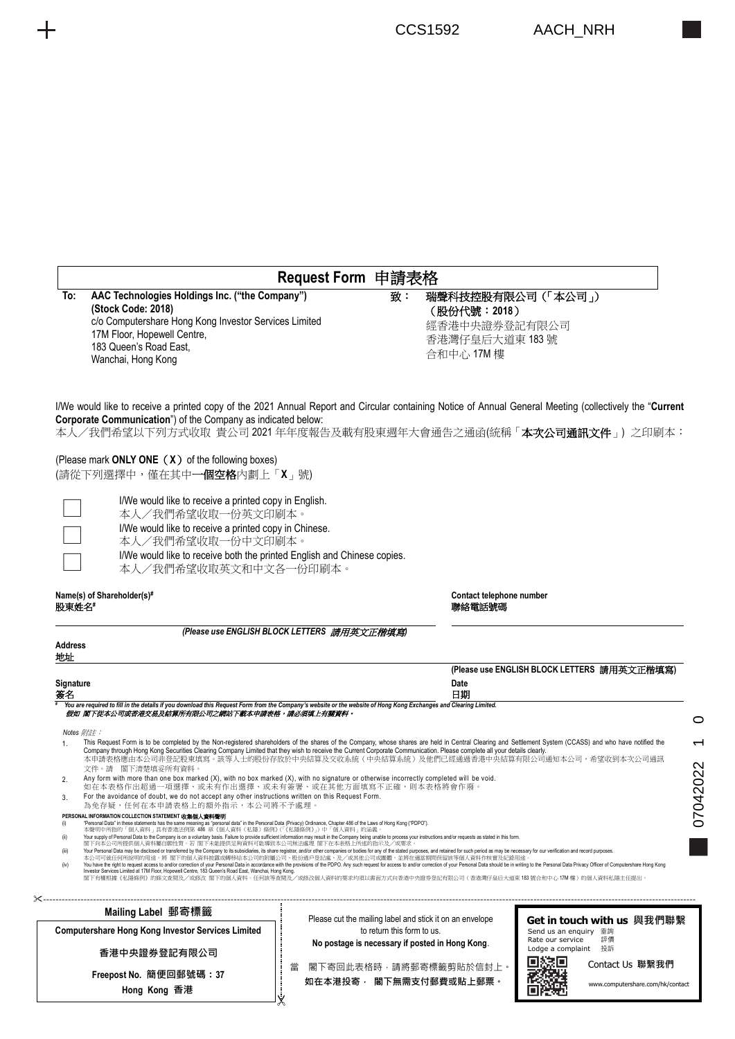# Request Form 申請表格

**To:** **AAC Technologies Holdings Inc. ("the Company")**
**(Stock Code: 2018)**
c/o Computershare Hong Kong Investor Services Limited
17M Floor, Hopewell Centre,
183 Queen's Road East,
Wanchai, Hong Kong

**致：** **瑞聲科技控股有限公司（「本公司」）**
**（股份代號：2018）**
經香港中央證券登記有限公司
香港灣仔皇后大道東 183 號
合和中心 17M 樓

I/We would like to receive a printed copy of the 2021 Annual Report and Circular containing Notice of Annual General Meeting (collectively the "**Current Corporate Communication**") of the Company as indicated below:
本人／我們希望以下列方式收取 貴公司 2021 年年度報告及載有股東週年大會通告之通函(統稱「**本次公司通訊文件**」）之印刷本：

(Please mark **ONLY ONE**（**X**）of the following boxes)
(請從下列選擇中，僅在其中**一個空格**內劃上「**X**」號)

☐ I/We would like to receive a printed copy in English.
本人／我們希望收取一份英文印刷本。

☐ I/We would like to receive a printed copy in Chinese.
本人／我們希望收取一份中文印刷本。

☐ I/We would like to receive both the printed English and Chinese copies.
本人／我們希望收取英文和中文各一份印刷本。

**Name(s) of Shareholder(s)[#]**
**股東姓名[#]**

*(Please use ENGLISH BLOCK LETTERS 請用英文正楷填寫)*

**Contact telephone number**
**聯絡電話號碼**

**Address**
**地址**

**(Please use ENGLISH BLOCK LETTERS 請用英文正楷填寫)**

**Signature**
**簽名**

**Date**
**日期**

[#] *You are required to fill in the details if you download this Request Form from the Company's website or the website of Hong Kong Exchanges and Clearing Limited.*
*假如 閣下從本公司或香港交易及結算所有限公司之網站下載本申請表格，請必須填上有關資料。*

*Notes 附註：*

1. This Request Form is to be completed by the Non-registered shareholders of the shares of the Company, whose shares are held in Central Clearing and Settlement System (CCASS) and who have notified the Company through Hong Kong Securities Clearing Company Limited that they wish to receive the Current Corporate Communication. Please complete all your details clearly.
本申請表格應由本公司非登記股東填寫。該等人士的股份存放於中央結算及交收系統（中央結算系統）及他們已經通過香港中央結算有限公司通知本公司，希望收到本次公司通訊文件。請 閣下清楚填妥所有資料。
2. Any form with more than one box marked (X), with no box marked (X), with no signature or otherwise incorrectly completed will be void.
如在本表格作出超過一項選擇、或未有作出選擇、或未有簽署、或在其他方面填寫不正確，則本表格將會作廢。
3. For the avoidance of doubt, we do not accept any other instructions written on this Request Form.
為免存疑，任何在本申請表格上的額外指示，本公司將不予處理。

**PERSONAL INFORMATION COLLECTION STATEMENT 收集個人資料聲明**

(i) "Personal Data" in these statements has the same meaning as "personal data" in the Personal Data (Privacy) Ordinance, Chapter 486 of the Laws of Hong Kong ("PDPO").
本聲明中所指的「個人資料」具有香港法例第 486 章《個人資料（私隱）條例》(「《私隱條例》」) 中「個人資料」的涵義。
(ii) Your supply of Personal Data to the Company is on a voluntary basis. Failure to provide sufficient information may result in the Company being unable to process your instructions and/or requests as stated in this form.
閣下向本公司所提供個人資料屬自願性質。若 閣下未能提供足夠資料可能導致本公司無法處理 閣下在本表格上所述的指示及／或要求。
(iii) Your Personal Data may be disclosed or transferred by the Company to its subsidiaries, its share registrar, and/or other companies or bodies for any of the stated purposes, and retained for such period as may be necessary for our verification and record purposes.
本公司可就任何所說明的用途，將 閣下的個人資料披露或轉移給本公司的附屬公司、股份過戶登記處、及／或其他公司或團體，並將在適當期間保留該等個人資料作核實及紀錄用途。
(iv) You have the right to request access to and/or correction of your Personal Data in accordance with the provisions of the PDPO. Any such request for access to and/or correction of your Personal Data should be in writing to the Personal Data Privacy Officer of Computershare Hong Kong Investor Services Limited at 17M Floor, Hopewell Centre, 183 Queen's Road East, Wanchai, Hong Kong.
閣下有權根據《私隱條例》的條文查閱及／或修改 閣下的個人資料。任何該等查閱及／或修改個人資料的要求均須以書面方式向香港中央證券登記有限公司（香港灣仔皇后大道東 183 號合和中心 17M 樓）的個人資料私隱主任提出。

---

**Mailing Label 郵寄標籤**

**Computershare Hong Kong Investor Services Limited**

**香港中央證券登記有限公司**

**Freepost No. 簡便回郵號碼：37**

**Hong Kong 香港**

Please cut the mailing label and stick it on an envelope to return this form to us.
**No postage is necessary if posted in Hong Kong**.

當 閣下寄回此表格時，請將郵寄標籤剪貼於信封上。
**如在本港投寄， 閣下無需支付郵費或貼上郵票。**

**Get in touch with us 與我們聯繫**
Send us an enquiry 查詢
Rate our service 評價
Lodge a complaint 投訴

Contact Us 聯繫我們
www.computershare.com/hk/contact